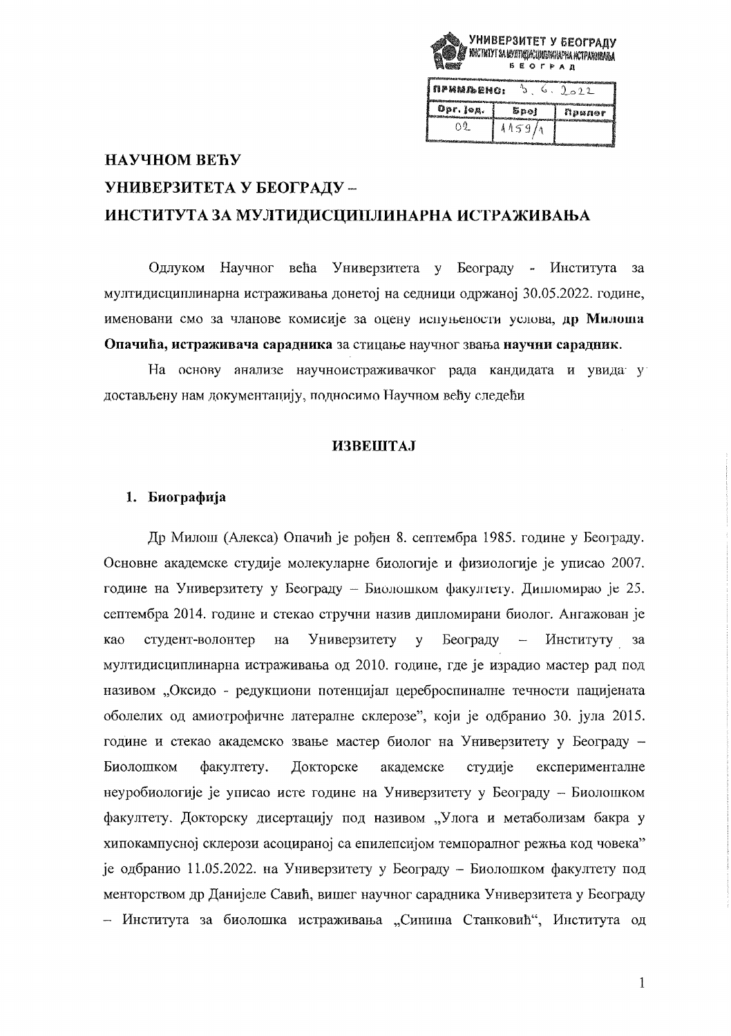УНИВЕРЗИТЕТ У БЕОГРАДУ
ИНСТИТУТ ЗА МУЛТИДИСЦИПЛИНАРНА ИСТРАЖИВАЊА
БЕОГРАД

| ПРИМЉЕНО: | 3. 6. 2022 | |
|---|---|---|
| Орг. јед. | Број | Прилог |
| 02 | 1159/1 | |

# НАУЧНОМ ВЕЋУ УНИВЕРЗИТЕТА У БЕОГРАДУ – ИНСТИТУТА ЗА МУЛТИДИСЦИПЛИНАРНА ИСТРАЖИВАЊА

Одлуком Научног већа Универзитета у Београду - Института за мултидисциплинарна истраживања донетој на седници одржаној 30.05.2022. године, именовани смо за чланове комисије за оцену испуњености услова, **др Милоша Опачића, истраживача сарадника** за стицање научног звања **научни сарадник**.

На основу анализе научноистраживачког рада кандидата и увида у достављену нам документацију, подносимо Научном већу следећи

## ИЗВЕШТАЈ

### 1. Биографија

Др Милош (Алекса) Опачић је рођен 8. септембра 1985. године у Београду. Основне академске студије молекуларне биологије и физиологије је уписао 2007. године на Универзитету у Београду – Биолошком факултету. Дипломирао је 25. септембра 2014. године и стекао стручни назив дипломирани биолог. Ангажован је као студент-волонтер на Универзитету у Београду – Институту за мултидисциплинарна истраживања од 2010. године, где је израдио мастер рад под називом „Оксидо - редукциони потенцијал цереброспиналне течности пацијената оболелих од амиотрофичне латералне склерозе", који је одбранио 30. јула 2015. године и стекао академско звање мастер биолог на Универзитету у Београду – Биолошком факултету. Докторске академске студије експерименталне неуробиологије је уписао исте године на Универзитету у Београду – Биолошком факултету. Докторску дисертацију под називом „Улога и метаболизам бакра у хипокампусној склерози асоцираној са епилепсијом темпоралног режња код човека" је одбранио 11.05.2022. на Универзитету у Београду – Биолошком факултету под менторством др Данијеле Савић, вишег научног сарадника Универзитета у Београду – Института за биолошка истраживања „Синиша Станковић", Института од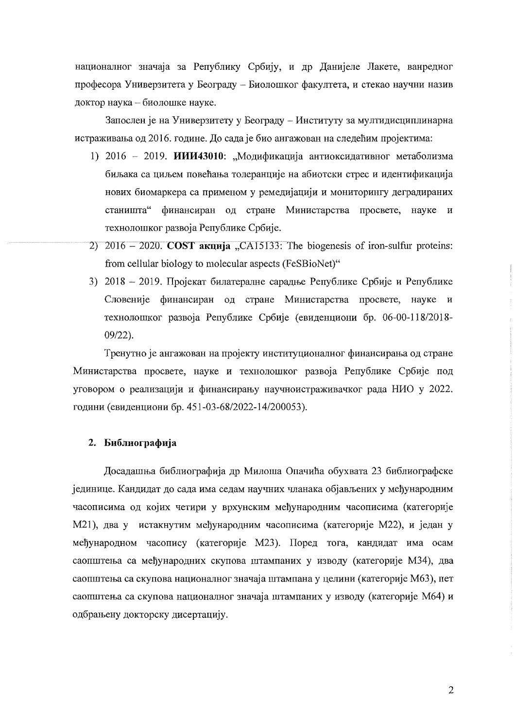националног значаја за Републику Србију, и др Данијеле Лакете, ванредног професора Универзитета у Београду – Биолошког факултета, и стекао научни назив доктор наука – биолошке науке.

Запослен је на Универзитету у Београду – Институту за мултидисциплинарна истраживања од 2016. године. До сада је био ангажован на следећим пројектима:

1) 2016 – 2019. **ИИИ43010**: „Модификација антиоксидативног метаболизма биљака са циљем повећања толеранције на абиотски стрес и идентификација нових биомаркера са применом у ремедијацији и мониторингу деградираних станишта" финансиран од стране Министарства просвете, науке и технолошког развоја Републике Србије.
2) 2016 – 2020. **COST акција** „CA15133: The biogenesis of iron-sulfur proteins: from cellular biology to molecular aspects (FeSBioNet)"
3) 2018 – 2019. Пројекат билатералне сарадње Републике Србије и Републике Словеније финансиран од стране Министарства просвете, науке и технолошког развоја Републике Србије (евиденциони бр. 06-00-118/2018-09/22).

Тренутно је ангажован на пројекту институционалног финансирања од стране Министарства просвете, науке и технолошког развоја Републике Србије под уговором о реализацији и финансирању научноистраживачког рада НИО у 2022. години (евиденциони бр. 451-03-68/2022-14/200053).

## 2. Библиографија

Досадашња библиографија др Милоша Опачића обухвата 23 библиографске јединице. Кандидат до сада има седам научних чланака објављених у међународним часописима од којих четири у врхунским међународним часописима (категорије M21), два у истакнутим међународним часописима (категорије M22), и један у међународном часопису (категорије M23). Поред тога, кандидат има осам саопштења са међународних скупова штампаних у изводу (категорије M34), два саопштења са скупова националног значаја штампана у целини (категорије M63), пет саопштења са скупова националног значаја штампаних у изводу (категорије M64) и одбрањену докторску дисертацију.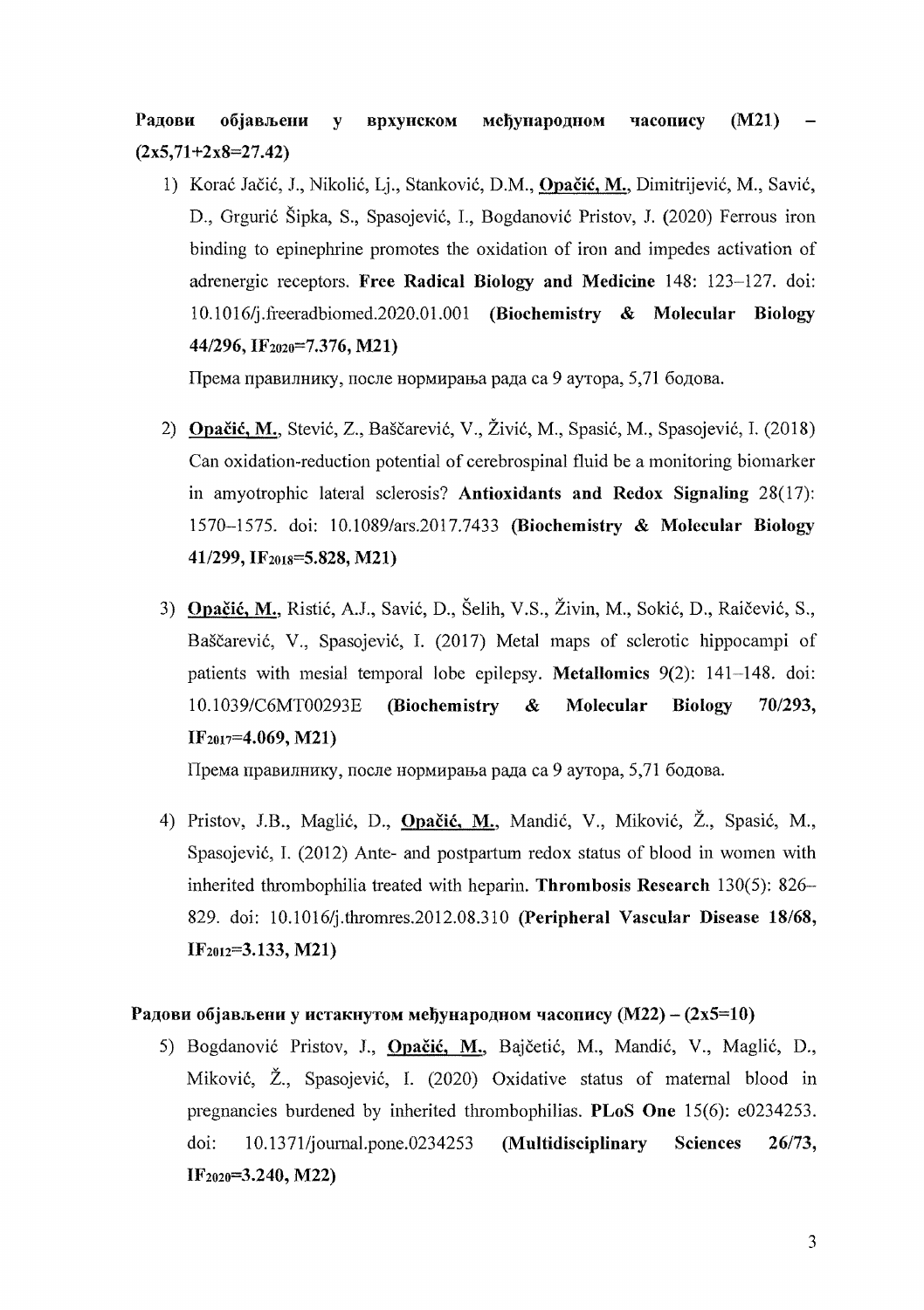**Радови објављени у врхунском међународном часопису (M21) – (2x5,71+2x8=27.42)**

1) Korać Jačić, J., Nikolić, Lj., Stanković, D.M., **<u>Opačić, M.</u>**, Dimitrijević, M., Savić, D., Grgurić Šipka, S., Spasojević, I., Bogdanović Pristov, J. (2020) Ferrous iron binding to epinephrine promotes the oxidation of iron and impedes activation of adrenergic receptors. **Free Radical Biology and Medicine** 148: 123–127. doi: 10.1016/j.freeradbiomed.2020.01.001 **(Biochemistry & Molecular Biology 44/296, $IF_{2020}$=7.376, M21)**

   Према правилнику, после нормирања рада са 9 аутора, 5,71 бодова.

2) **<u>Opačić, M.</u>**, Stević, Z., Baščarević, V., Živić, M., Spasić, M., Spasojević, I. (2018) Can oxidation-reduction potential of cerebrospinal fluid be a monitoring biomarker in amyotrophic lateral sclerosis? **Antioxidants and Redox Signaling** 28(17): 1570–1575. doi: 10.1089/ars.2017.7433 **(Biochemistry & Molecular Biology 41/299, $IF_{2018}$=5.828, M21)**

3) **<u>Opačić, M.</u>**, Ristić, A.J., Savić, D., Šelih, V.S., Živin, M., Sokić, D., Raičević, S., Baščarević, V., Spasojević, I. (2017) Metal maps of sclerotic hippocampi of patients with mesial temporal lobe epilepsy. **Metallomics** 9(2): 141–148. doi: 10.1039/C6MT00293E **(Biochemistry & Molecular Biology 70/293, $IF_{2017}$=4.069, M21)**

   Према правилнику, после нормирања рада са 9 аутора, 5,71 бодова.

4) Pristov, J.B., Maglić, D., **<u>Opačić, M.</u>**, Mandić, V., Miković, Ž., Spasić, M., Spasojević, I. (2012) Ante- and postpartum redox status of blood in women with inherited thrombophilia treated with heparin. **Thrombosis Research** 130(5): 826–829. doi: 10.1016/j.thromres.2012.08.310 **(Peripheral Vascular Disease 18/68, $IF_{2012}$=3.133, M21)**

**Радови објављени у истакнутом међународном часопису (M22) – (2x5=10)**

5) Bogdanović Pristov, J., **<u>Opačić, M.</u>**, Bajčetić, M., Mandić, V., Maglić, D., Miković, Ž., Spasojević, I. (2020) Oxidative status of maternal blood in pregnancies burdened by inherited thrombophilias. **PLoS One** 15(6): e0234253. doi: 10.1371/journal.pone.0234253 **(Multidisciplinary Sciences 26/73, $IF_{2020}$=3.240, M22)**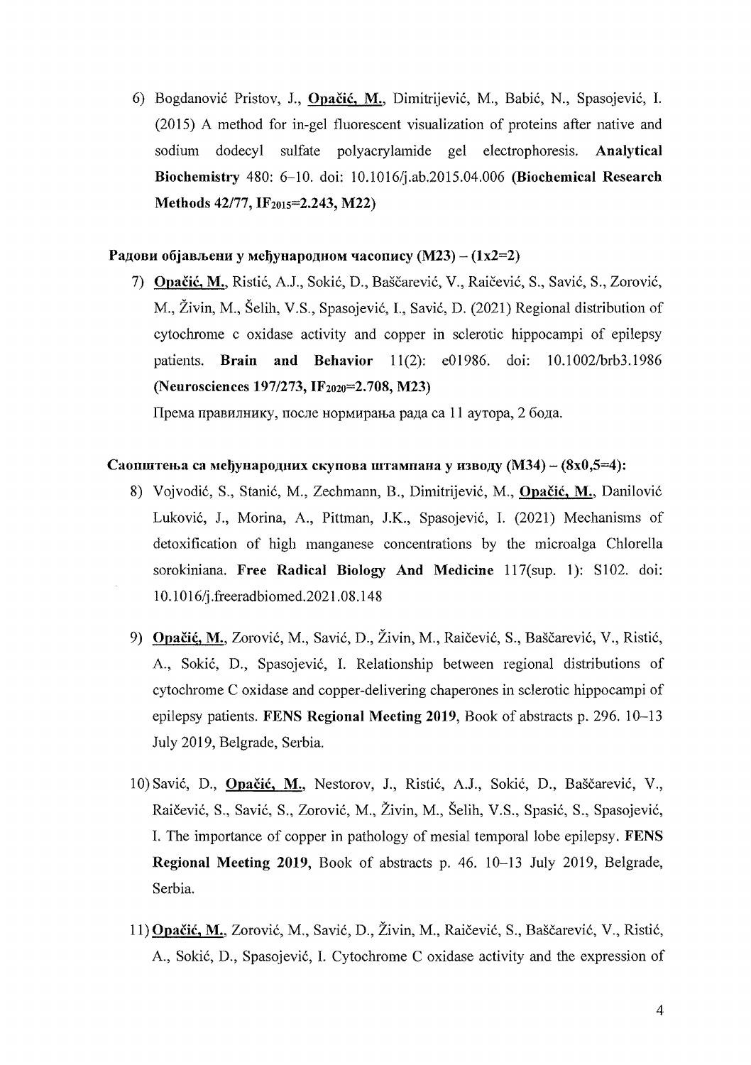6) Bogdanović Pristov, J., **Opačić, M.**, Dimitrijević, M., Babić, N., Spasojević, I. (2015) A method for in-gel fluorescent visualization of proteins after native and sodium dodecyl sulfate polyacrylamide gel electrophoresis. **Analytical Biochemistry** 480: 6–10. doi: 10.1016/j.ab.2015.04.006 **(Biochemical Research Methods 42/77, $IF_{2015}$=2.243, M22)**

**Радови објављени у међународном часопису (М23) – (1x2=2)**

7) **Opačić, M.**, Ristić, A.J., Sokić, D., Baščarević, V., Raičević, S., Savić, S., Zorović, M., Živin, M., Šelih, V.S., Spasojević, I., Savić, D. (2021) Regional distribution of cytochrome c oxidase activity and copper in sclerotic hippocampi of epilepsy patients. **Brain and Behavior** 11(2): e01986. doi: 10.1002/brb3.1986 **(Neurosciences 197/273, $IF_{2020}$=2.708, M23)**

Према правилнику, после нормирања рада са 11 аутора, 2 бода.

**Саопштења са међународних скупова штампана у изводу (М34) – (8x0,5=4):**

8) Vojvodić, S., Stanić, M., Zechmann, B., Dimitrijević, M., **Opačić, M.**, Danilović Luković, J., Morina, A., Pittman, J.K., Spasojević, I. (2021) Mechanisms of detoxification of high manganese concentrations by the microalga Chlorella sorokiniana. **Free Radical Biology And Medicine** 117(sup. 1): S102. doi: 10.1016/j.freeradbiomed.2021.08.148

9) **Opačić, M.**, Zorović, M., Savić, D., Živin, M., Raičević, S., Baščarević, V., Ristić, A., Sokić, D., Spasojević, I. Relationship between regional distributions of cytochrome C oxidase and copper-delivering chaperones in sclerotic hippocampi of epilepsy patients. **FENS Regional Meeting 2019**, Book of abstracts p. 296. 10–13 July 2019, Belgrade, Serbia.

10) Savić, D., **Opačić, M.**, Nestorov, J., Ristić, A.J., Sokić, D., Baščarević, V., Raičević, S., Savić, S., Zorović, M., Živin, M., Šelih, V.S., Spasić, S., Spasojević, I. The importance of copper in pathology of mesial temporal lobe epilepsy. **FENS Regional Meeting 2019**, Book of abstracts p. 46. 10–13 July 2019, Belgrade, Serbia.

11) **Opačić, M.**, Zorović, M., Savić, D., Živin, M., Raičević, S., Baščarević, V., Ristić, A., Sokić, D., Spasojević, I. Cytochrome C oxidase activity and the expression of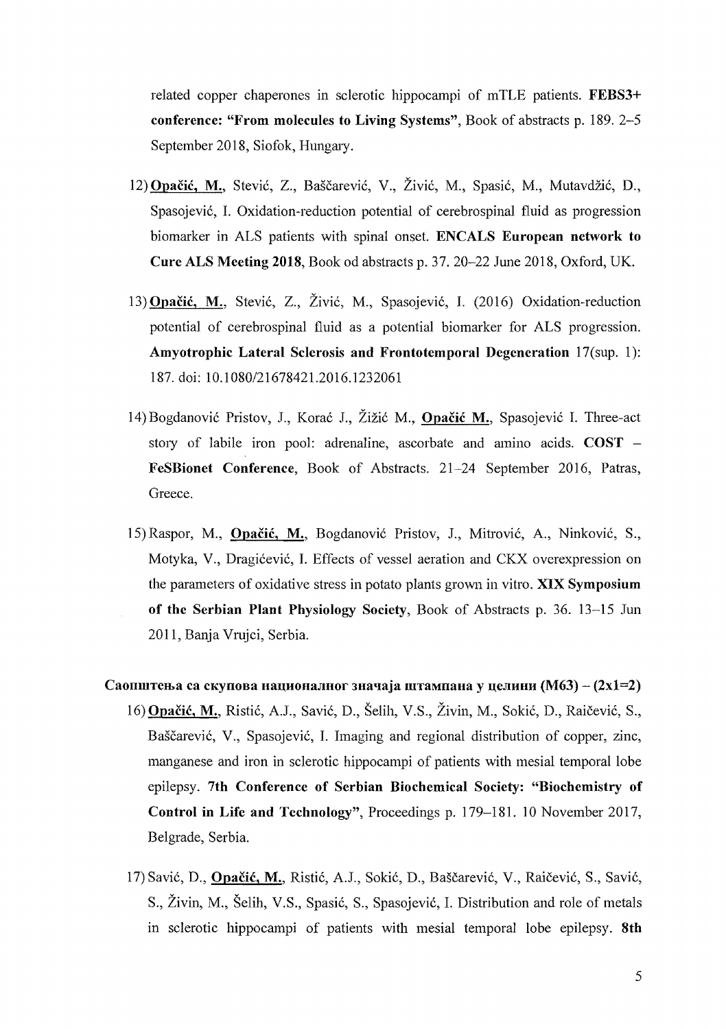related copper chaperones in sclerotic hippocampi of mTLE patients. **FEBS3+ conference: "From molecules to Living Systems"**, Book of abstracts p. 189. 2–5 September 2018, Siofok, Hungary.

12) **Opačić, M.**, Stević, Z., Baščarević, V., Živić, M., Spasić, M., Mutavdžić, D., Spasojević, I. Oxidation-reduction potential of cerebrospinal fluid as progression biomarker in ALS patients with spinal onset. **ENCALS European network to Cure ALS Meeting 2018**, Book od abstracts p. 37. 20–22 June 2018, Oxford, UK.

13) **Opačić, M.**, Stević, Z., Živić, M., Spasojević, I. (2016) Oxidation-reduction potential of cerebrospinal fluid as a potential biomarker for ALS progression. **Amyotrophic Lateral Sclerosis and Frontotemporal Degeneration** 17(sup. 1): 187. doi: 10.1080/21678421.2016.1232061

14) Bogdanović Pristov, J., Korać J., Žižić M., **Opačić M.**, Spasojević I. Three-act story of labile iron pool: adrenaline, ascorbate and amino acids. **COST – FeSBionet Conference**, Book of Abstracts. 21–24 September 2016, Patras, Greece.

15) Raspor, M., **Opačić, M.**, Bogdanović Pristov, J., Mitrović, A., Ninković, S., Motyka, V., Dragićević, I. Effects of vessel aeration and CKX overexpression on the parameters of oxidative stress in potato plants grown in vitro. **XIX Symposium of the Serbian Plant Physiology Society**, Book of Abstracts p. 36. 13–15 Jun 2011, Banja Vrujci, Serbia.

**Саопштења са скупова националног значаја штампана у целини (M63) – (2x1=2)**

16) **Opačić, M.**, Ristić, A.J., Savić, D., Šelih, V.S., Živin, M., Sokić, D., Raičević, S., Baščarević, V., Spasojević, I. Imaging and regional distribution of copper, zinc, manganese and iron in sclerotic hippocampi of patients with mesial temporal lobe epilepsy. **7th Conference of Serbian Biochemical Society: "Biochemistry of Control in Life and Technology"**, Proceedings p. 179–181. 10 November 2017, Belgrade, Serbia.

17) Savić, D., **Opačić, M.**, Ristić, A.J., Sokić, D., Baščarević, V., Raičević, S., Savić, S., Živin, M., Šelih, V.S., Spasić, S., Spasojević, I. Distribution and role of metals in sclerotic hippocampi of patients with mesial temporal lobe epilepsy. **8th**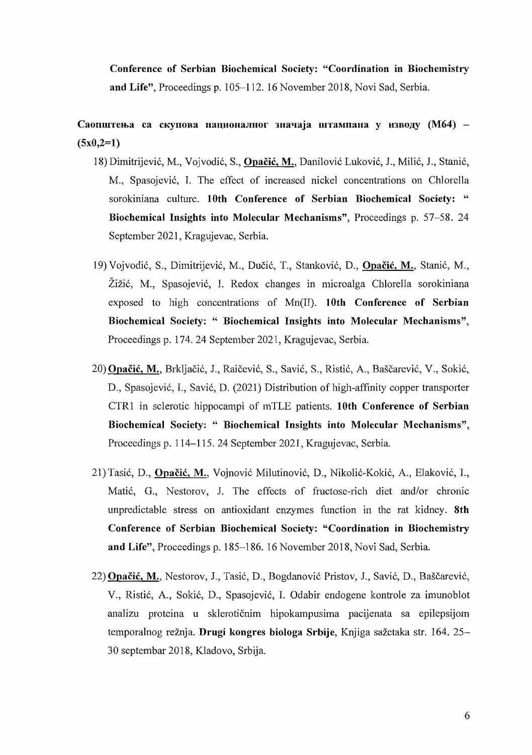**Conference of Serbian Biochemical Society: "Coordination in Biochemistry and Life"**, Proceedings p. 105–112. 16 November 2018, Novi Sad, Serbia.

**Саопштења са скупова националног значаја штампана у изводу (М64) – (5x0,2=1)**

18) Dimitrijević, M., Vojvodić, S., **Opačić, M.**, Danilović Luković, J., Milić, J., Stanić, M., Spasojević, I. The effect of increased nickel concentrations on Chlorella sorokiniana culture. **10th Conference of Serbian Biochemical Society: " Biochemical Insights into Molecular Mechanisms"**, Proceedings p. 57–58. 24 September 2021, Kragujevac, Serbia.

19) Vojvodić, S., Dimitrijević, M., Dučić, T., Stanković, D., **Opačić, M.**, Stanić, M., Žižić, M., Spasojević, I. Redox changes in microalga Chlorella sorokiniana exposed to high concentrations of Mn(II). **10th Conference of Serbian Biochemical Society: " Biochemical Insights into Molecular Mechanisms"**, Proceedings p. 174. 24 September 2021, Kragujevac, Serbia.

20) **Opačić, M.**, Brkljačić, J., Raičević, S., Savić, S., Ristić, A., Baščarević, V., Sokić, D., Spasojević, I., Savić, D. (2021) Distribution of high-affinity copper transporter CTR1 in sclerotic hippocampi of mTLE patients. **10th Conference of Serbian Biochemical Society: " Biochemical Insights into Molecular Mechanisms"**, Proceedings p. 114–115. 24 September 2021, Kragujevac, Serbia.

21) Tasić, D., **Opačić, M.**, Vojnović Milutinović, D., Nikolić-Kokić, A., Elaković, I., Matić, G., Nestorov, J. The effects of fructose-rich diet and/or chronic unpredictable stress on antioxidant enzymes function in the rat kidney. **8th Conference of Serbian Biochemical Society: "Coordination in Biochemistry and Life"**, Proceedings p. 185–186. 16 November 2018, Novi Sad, Serbia.

22) **Opačić, M.**, Nestorov, J., Tasić, D., Bogdanović Pristov, J., Savić, D., Baščarević, V., Ristić, A., Sokić, D., Spasojević, I. Odabir endogene kontrole za imunoblot analizu proteina u sklerotičnim hipokampusima pacijenata sa epilepsijom temporalnog režnja. **Drugi kongres biologa Srbije**, Knjiga sažetaka str. 164. 25–30 septembar 2018, Kladovo, Srbija.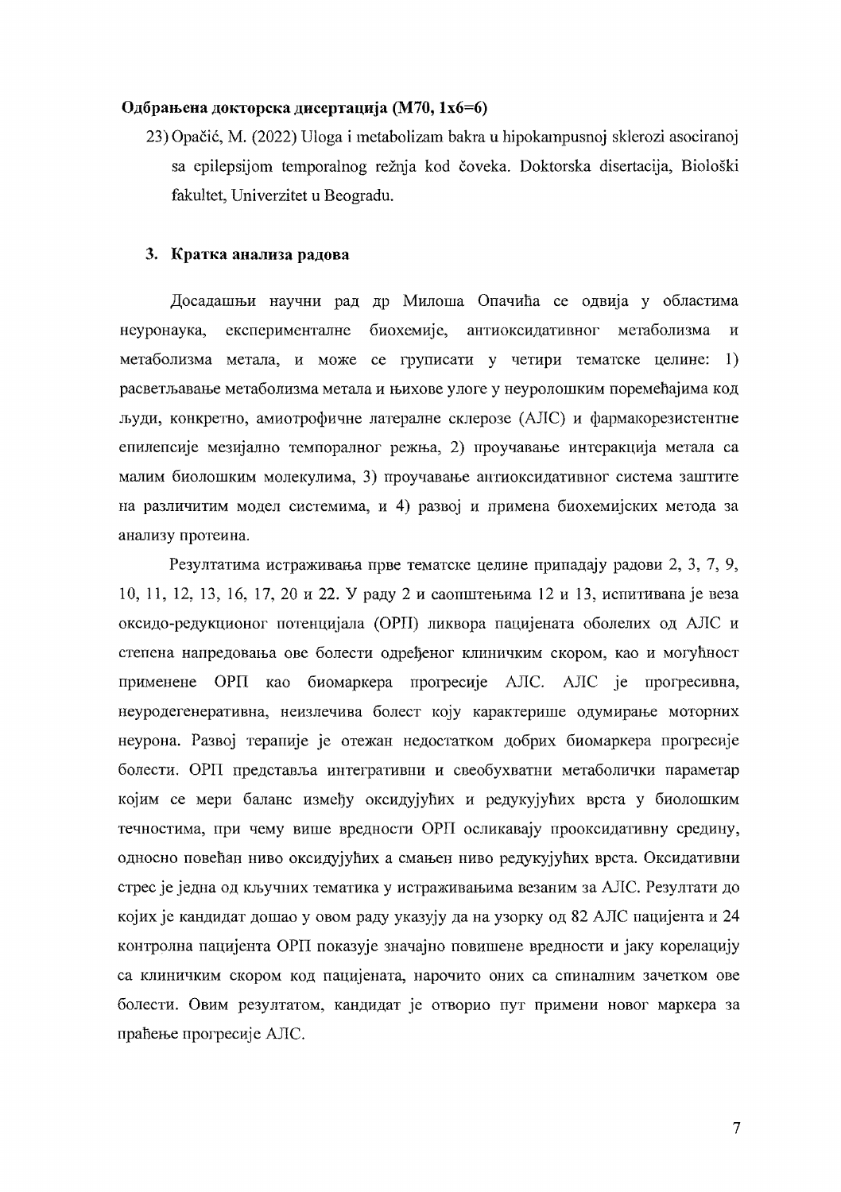**Одбрањена докторска дисертација (М70, 1x6=6)**

23) Opačić, M. (2022) Uloga i metabolizam bakra u hipokampusnoj sklerozi asociranoj sa epilepsijom temporalnog režnja kod čoveka. Doktorska disertacija, Biološki fakultet, Univerzitet u Beogradu.

## 3. Кратка анализа радова

Досадашњи научни рад др Милоша Опачића се одвија у областима неуронаука, експерименталне биохемије, антиоксидативног метаболизма и метаболизма метала, и може се груписати у четири тематске целине: 1) расветљавање метаболизма метала и њихове улоге у неуролошким поремећајима код људи, конкретно, амиотрофичне латералне склерозе (АЛС) и фармакорезистентне епилепсије мезијално темпоралног режња, 2) проучавање интеракција метала са малим биолошким молекулима, 3) проучавање антиоксидативног система заштите на различитим модел системима, и 4) развој и примена биохемијских метода за анализу протеина.

Резултатима истраживања прве тематске целине припадају радови 2, 3, 7, 9, 10, 11, 12, 13, 16, 17, 20 и 22. У раду 2 и саопштењима 12 и 13, испитивана је веза оксидо-редукционог потенцијала (ОРП) ликвора пацијената оболелих од АЛС и степена напредовања ове болести одређеног клиничким скором, као и могућност примене ОРП као биомаркера прогресије АЛС. АЛС је прогресивна, неуродегенеративна, неизлечива болест коју карактерише одумирање моторних неурона. Развој терапије је отежан недостатком добрих биомаркера прогресије болести. ОРП представља интегративни и свеобухватни метаболички параметар којим се мери баланс између оксидујућих и редукујућих врста у биолошким течностима, при чему више вредности ОРП осликавају прооксидативну средину, односно повећан ниво оксидујућих а смањен ниво редукујућих врста. Оксидативни стрес је једна од кључних тематика у истраживањима везаним за АЛС. Резултати до којих је кандидат дошао у овом раду указују да на узорку од 82 АЛС пацијента и 24 контролна пацијента ОРП показује значајно повишене вредности и јаку корелацију са клиничким скором код пацијената, нарочито оних са спиналним зачетком ове болести. Овим резултатом, кандидат је отворио пут примени новог маркера за праћење прогресије АЛС.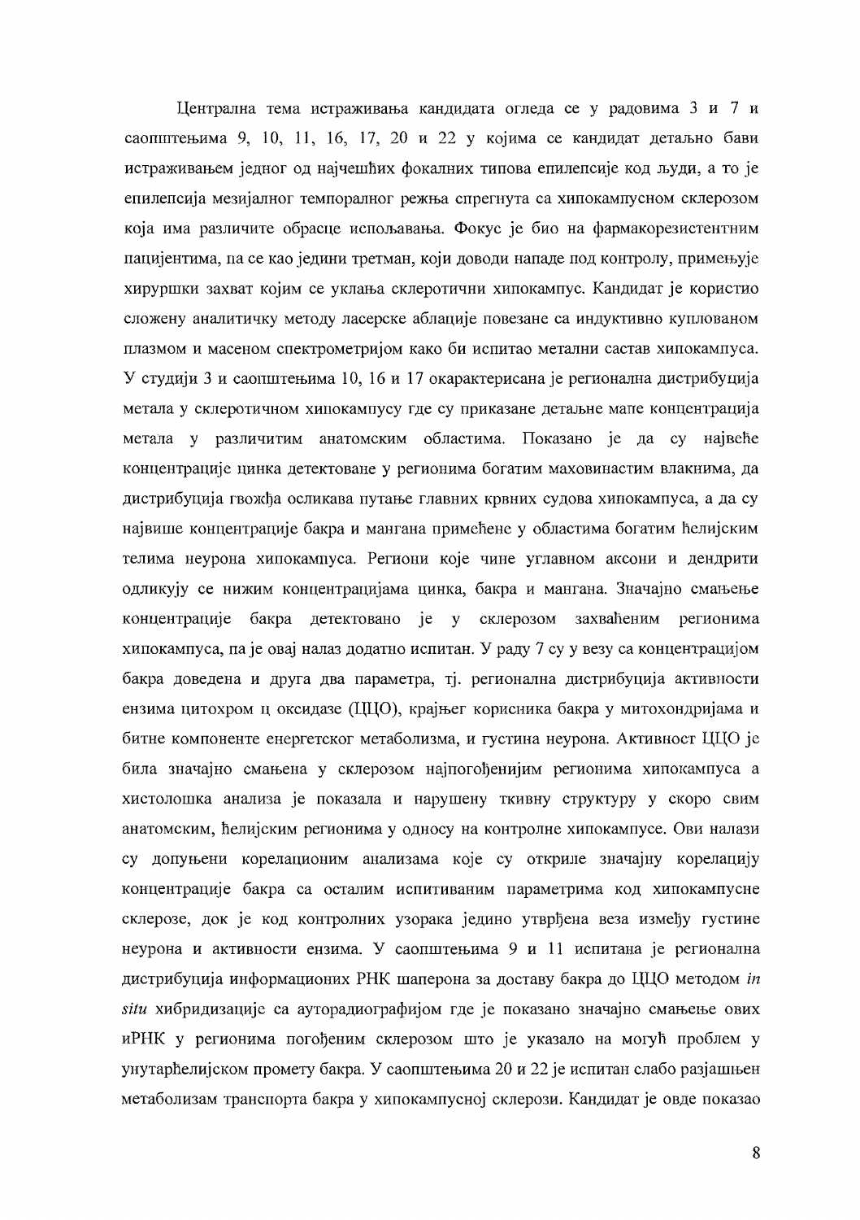Централна тема истраживања кандидата огледа се у радовима 3 и 7 и саопштењима 9, 10, 11, 16, 17, 20 и 22 у којима се кандидат детаљно бави истраживањем једног од најчешћих фокалних типова епилепсије код људи, а то је епилепсија мезијалног темпоралног режња спрегнута са хипокампусном склерозом која има различите обрасце испољавања. Фокус је био на фармакорезистентним пацијентима, па се као једини третман, који доводи нападе под контролу, примењује хируршки захват којим се уклања склеротични хипокампус. Кандидат је користио сложену аналитичку методу ласерске аблације повезане са индуктивно куплованом плазмом и масеном спектрометријом како би испитао метални састав хипокампуса. У студији 3 и саопштењима 10, 16 и 17 окарактерисана је регионална дистрибуција метала у склеротичном хипокампусу где су приказане детаљне мапе концентрација метала у различитим анатомским областима. Показано је да су највеће концентрације цинка детектоване у регионима богатим маховинастим влакнима, да дистрибуција гвожђа осликава путање главних крвних судова хипокампуса, а да су највише концентрације бакра и мангана примећене у областима богатим ћелијским телима неурона хипокампуса. Региони које чине углавном аксони и дендрити одликују се нижим концентрацијама цинка, бакра и мангана. Значајно смањење концентрације бакра детектовано је у склерозом захваћеним регионима хипокампуса, па је овај налаз додатно испитан. У раду 7 су у везу са концентрацијом бакра доведена и друга два параметра, тј. регионална дистрибуција активности ензима цитохром ц оксидазе (ЦЦО), крајњег корисника бакра у митохондријама и битне компоненте енергетског метаболизма, и густина неурона. Активност ЦЦО је била значајно смањена у склерозом најпогођенијим регионима хипокампуса а хистолошка анализа је показала и нарушену ткивну структуру у скоро свим анатомским, ћелијским регионима у односу на контролне хипокампусе. Ови налази су допуњени корелационим анализама које су откриле значајну корелацију концентрације бакра са осталим испитиваним параметрима код хипокампусне склерозе, док је код контролних узорака једино утврђена веза између густине неурона и активности ензима. У саопштењима 9 и 11 испитана је регионална дистрибуција информационих РНК шаперона за доставу бакра до ЦЦО методом *in situ* хибридизације са ауторадиографијом где је показано значајно смањење ових иРНК у регионима погођеним склерозом што је указало на могућ проблем у унутарћелијском промету бакра. У саопштењима 20 и 22 је испитан слабо разјашњен метаболизам транспорта бакра у хипокампусној склерози. Кандидат је овде показао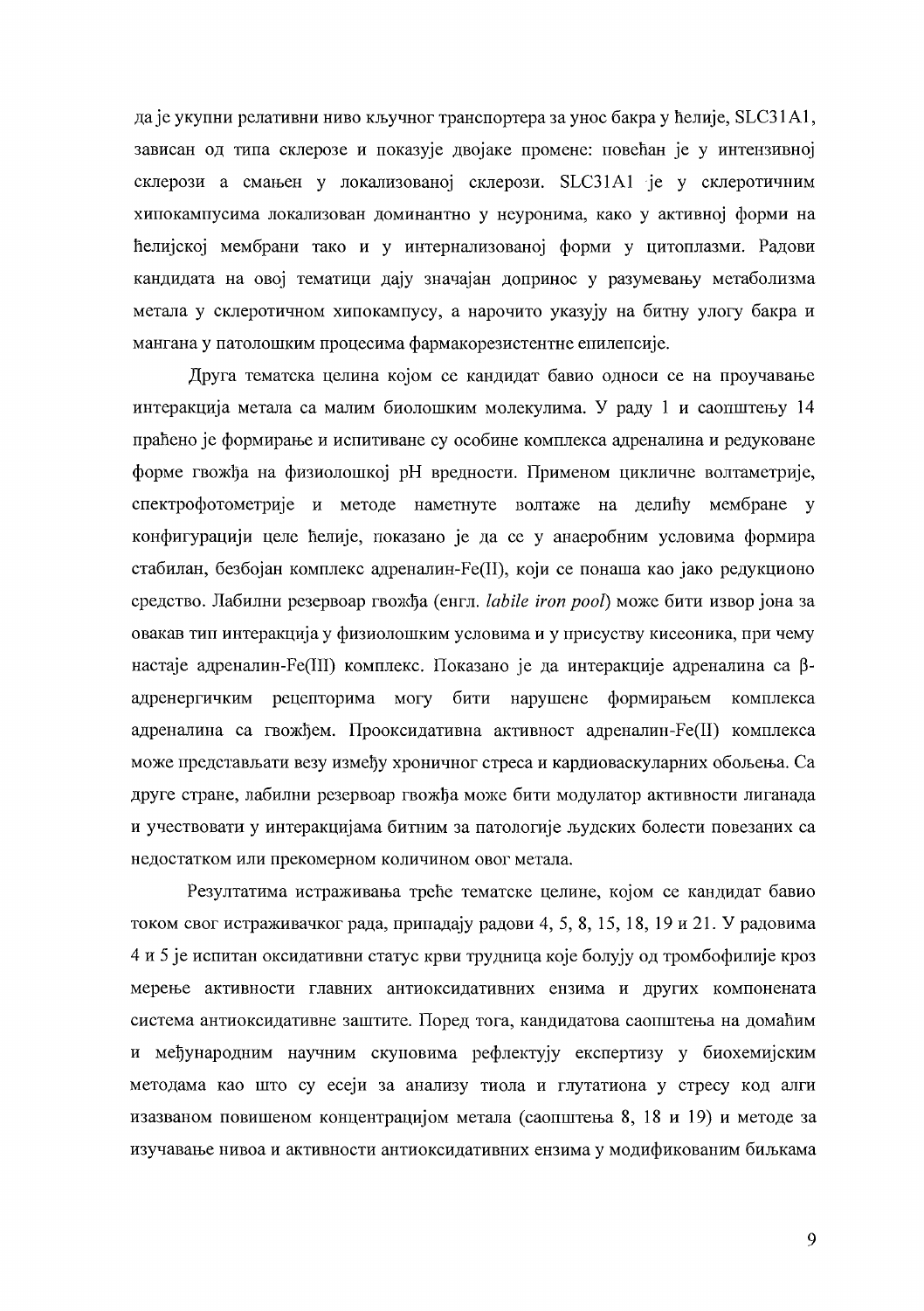да је укупни релативни ниво кључног транспортера за унос бакра у ћелије, SLC31A1, зависан од типа склерозе и показује двојаке промене: повећан је у интензивној склерози а смањен у локализованој склерози. SLC31A1 је у склеротичним хипокампусима локализован доминантно у неуронима, како у активној форми на ћелијској мембрани тако и у интернализованој форми у цитоплазми. Радови кандидата на овој тематици дају значајан допринос у разумевању метаболизма метала у склеротичном хипокампусу, а нарочито указују на битну улогу бакра и мангана у патолошким процесима фармакорезистентне епилепсије.

Друга тематска целина којом се кандидат бавио односи се на проучавање интеракција метала са малим биолошким молекулима. У раду 1 и саопштењу 14 праћено је формирање и испитиване су особине комплекса адреналина и редуковане форме гвожђа на физиолошкој pH вредности. Применом цикличне волтаметрије, спектрофотометрије и методе наметнуте волтаже на делићу мембране у конфигурацији целе ћелије, показано је да се у анаеробним условима формира стабилан, безбојан комплекс адреналин-Fe(II), који се понаша као јако редукционо средство. Лабилни резервоар гвожђа (енгл. *labile iron pool*) може бити извор јона за овакав тип интеракција у физиолошким условима и у присуству кисеоника, при чему настаје адреналин-Fe(III) комплекс. Показано је да интеракције адреналина са β-адренергичким рецепторима могу бити нарушене формирањем комплекса адреналина са гвожђем. Прооксидативна активност адреналин-Fe(II) комплекса може представљати везу између хроничног стреса и кардиоваскуларних обољења. Са друге стране, лабилни резервоар гвожђа може бити модулатор активности лиганада и учествовати у интеракцијама битним за патологије људских болести повезаних са недостатком или прекомерном количином овог метала.

Резултатима истраживања треће тематске целине, којом се кандидат бавио током свог истраживачког рада, припадају радови 4, 5, 8, 15, 18, 19 и 21. У радовима 4 и 5 је испитан оксидативни статус крви трудница које болују од тромбофилије кроз мерење активности главних антиоксидативних ензима и других компонената система антиоксидативне заштите. Поред тога, кандидатова саопштења на домаћим и међународним научним скуповима рефлектују експертизу у биохемијским методама као што су есеји за анализу тиола и глутатиона у стресу код алги изазваном повишеном концентрацијом метала (саопштења 8, 18 и 19) и методе за изучавање нивоа и активности антиоксидативних ензима у модификованим биљкама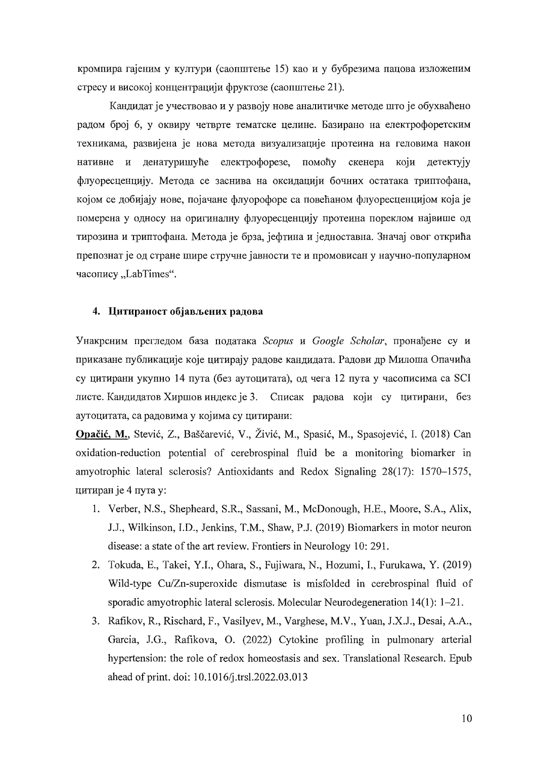кромпира гајеним у култури (саопштење 15) као и у бубрезима пацова изложеним стресу и високој концентрацији фруктозе (саопштење 21).

Кандидат је учествовао и у развоју нове аналитичке методе што је обухваћено радом број 6, у оквиру четврте тематске целине. Базирано на електрофоретским техникама, развијена је нова метода визуализације протеина на геловима након нативне и денатуришуће електрофорезе, помоћу скенера који детектују флуоресценцију. Метода се заснива на оксидацији бочних остатака триптофана, којом се добијају нове, појачане флуорофоре са повећаном флуоресценцијом која је померена у односу на оригиналну флуоресценцију протеина пореклом највише од тирозина и триптофана. Метода је брза, јефтина и једноставна. Значај овог открића препознат је од стране шире стручне јавности те и промовисан у научно-популарном часопису „LabTimes“.

### 4. Цитираност објављених радова

Унакрсним прегледом база података *Scopus* и *Google Scholar*, пронађене су и приказане публикације које цитирају радове кандидата. Радови др Милоша Опачића су цитирани укупно 14 пута (без аутоцитата), од чега 12 пута у часописима са SCI листе. Кандидатов Хиршов индекс је 3. Списак радова који су цитирани, без аутоцитата, са радовима у којима су цитирани:

**Opačić, M.**, Stević, Z., Baščarević, V., Živić, M., Spasić, M., Spasojević, I. (2018) Can oxidation-reduction potential of cerebrospinal fluid be a monitoring biomarker in amyotrophic lateral sclerosis? Antioxidants and Redox Signaling 28(17): 1570–1575, цитиран је 4 пута у:

1. Verber, N.S., Shepheard, S.R., Sassani, M., McDonough, H.E., Moore, S.A., Alix, J.J., Wilkinson, I.D., Jenkins, T.M., Shaw, P.J. (2019) Biomarkers in motor neuron disease: a state of the art review. Frontiers in Neurology 10: 291.
2. Tokuda, E., Takei, Y.I., Ohara, S., Fujiwara, N., Hozumi, I., Furukawa, Y. (2019) Wild-type Cu/Zn-superoxide dismutase is misfolded in cerebrospinal fluid of sporadic amyotrophic lateral sclerosis. Molecular Neurodegeneration 14(1): 1–21.
3. Rafikov, R., Rischard, F., Vasilyev, M., Varghese, M.V., Yuan, J.X.J., Desai, A.A., Garcia, J.G., Rafikova, O. (2022) Cytokine profiling in pulmonary arterial hypertension: the role of redox homeostasis and sex. Translational Research. Epub ahead of print. doi: 10.1016/j.trsl.2022.03.013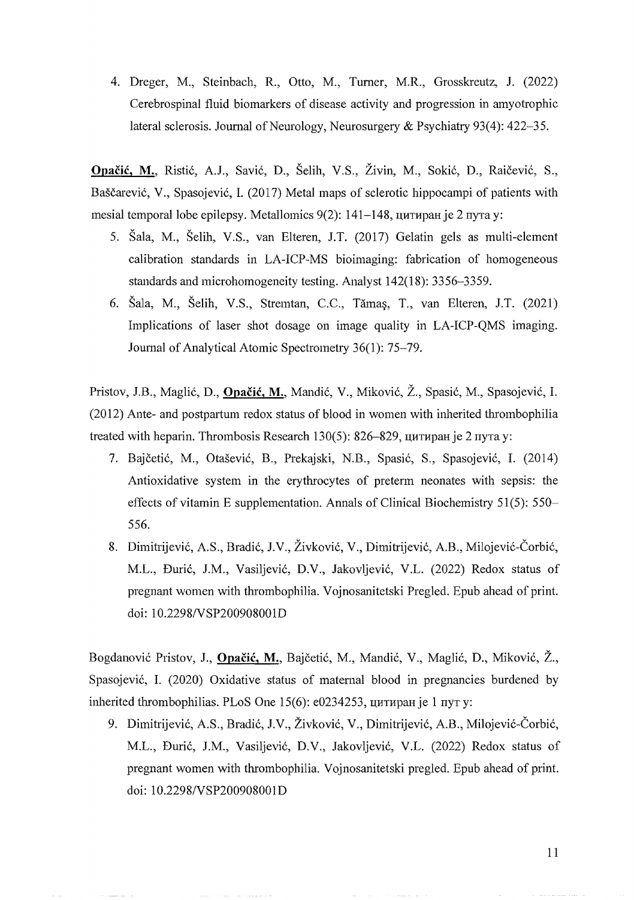4. Dreger, M., Steinbach, R., Otto, M., Turner, M.R., Grosskreutz, J. (2022) Cerebrospinal fluid biomarkers of disease activity and progression in amyotrophic lateral sclerosis. Journal of Neurology, Neurosurgery & Psychiatry 93(4): 422–35.

**Opačić, M.**, Ristić, A.J., Savić, D., Šelih, V.S., Živin, M., Sokić, D., Raičević, S., Baščarević, V., Spasojević, I. (2017) Metal maps of sclerotic hippocampi of patients with mesial temporal lobe epilepsy. Metallomics 9(2): 141–148, цитиран je 2 пута у:

5. Šala, M., Šelih, V.S., van Elteren, J.T. (2017) Gelatin gels as multi-element calibration standards in LA-ICP-MS bioimaging: fabrication of homogeneous standards and microhomogeneity testing. Analyst 142(18): 3356–3359.
6. Šala, M., Šelih, V.S., Stremtan, C.C., Tămaş, T., van Elteren, J.T. (2021) Implications of laser shot dosage on image quality in LA-ICP-QMS imaging. Journal of Analytical Atomic Spectrometry 36(1): 75–79.

Pristov, J.B., Maglić, D., **Opačić, M.**, Mandić, V., Miković, Ž., Spasić, M., Spasojević, I. (2012) Ante- and postpartum redox status of blood in women with inherited thrombophilia treated with heparin. Thrombosis Research 130(5): 826–829, цитиран je 2 пута у:

7. Bajčetić, M., Otašević, B., Prekajski, N.B., Spasić, S., Spasojević, I. (2014) Antioxidative system in the erythrocytes of preterm neonates with sepsis: the effects of vitamin E supplementation. Annals of Clinical Biochemistry 51(5): 550–556.
8. Dimitrijević, A.S., Bradić, J.V., Živković, V., Dimitrijević, A.B., Milojević-Čorbić, M.L., Đurić, J.M., Vasiljević, D.V., Jakovljević, V.L. (2022) Redox status of pregnant women with thrombophilia. Vojnosanitetski Pregled. Epub ahead of print. doi: 10.2298/VSP200908001D

Bogdanović Pristov, J., **Opačić, M.**, Bajčetić, M., Mandić, V., Maglić, D., Miković, Ž., Spasojević, I. (2020) Oxidative status of maternal blood in pregnancies burdened by inherited thrombophilias. PLoS One 15(6): e0234253, цитиран je 1 пут у:

9. Dimitrijević, A.S., Bradić, J.V., Živković, V., Dimitrijević, A.B., Milojević-Čorbić, M.L., Đurić, J.M., Vasiljević, D.V., Jakovljević, V.L. (2022) Redox status of pregnant women with thrombophilia. Vojnosanitetski pregled. Epub ahead of print. doi: 10.2298/VSP200908001D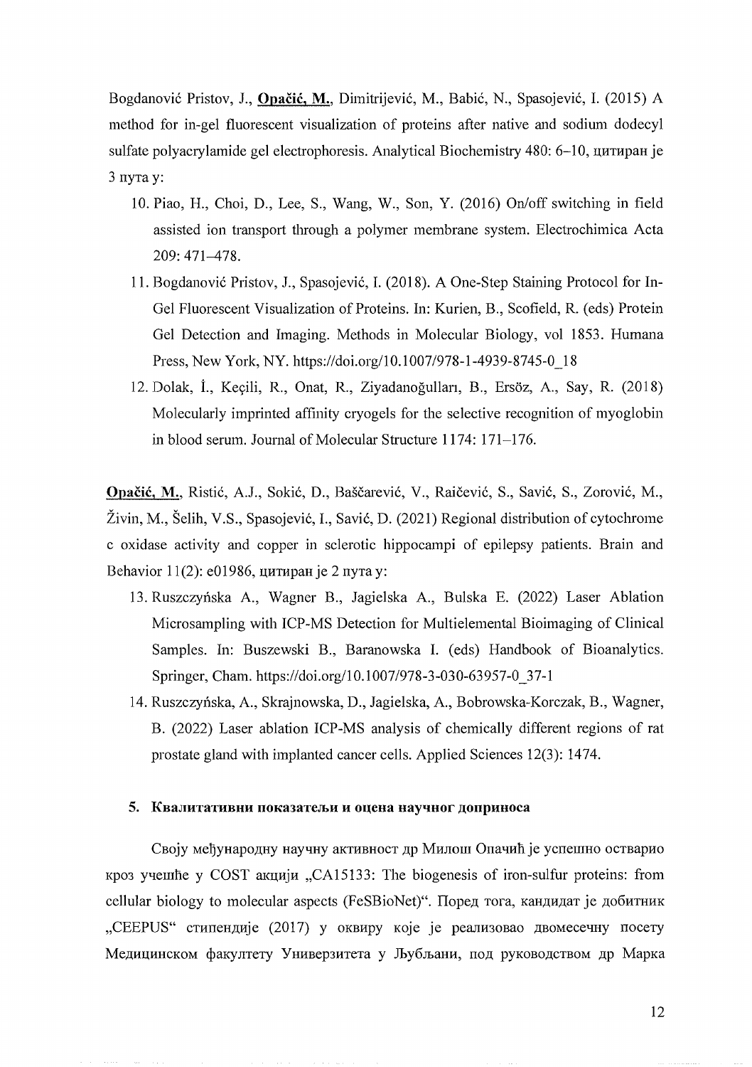Bogdanović Pristov, J., **Opačić, M.**, Dimitrijević, M., Babić, N., Spasojević, I. (2015) A method for in-gel fluorescent visualization of proteins after native and sodium dodecyl sulfate polyacrylamide gel electrophoresis. Analytical Biochemistry 480: 6–10, цитиран је 3 пута у:

10. Piao, H., Choi, D., Lee, S., Wang, W., Son, Y. (2016) On/off switching in field assisted ion transport through a polymer membrane system. Electrochimica Acta 209: 471–478.
11. Bogdanović Pristov, J., Spasojević, I. (2018). A One-Step Staining Protocol for In-Gel Fluorescent Visualization of Proteins. In: Kurien, B., Scofield, R. (eds) Protein Gel Detection and Imaging. Methods in Molecular Biology, vol 1853. Humana Press, New York, NY. https://doi.org/10.1007/978-1-4939-8745-0_18
12. Dolak, İ., Keçili, R., Onat, R., Ziyadanoğulları, B., Ersöz, A., Say, R. (2018) Molecularly imprinted affinity cryogels for the selective recognition of myoglobin in blood serum. Journal of Molecular Structure 1174: 171–176.

**Opačić, M.**, Ristić, A.J., Sokić, D., Baščarević, V., Raičević, S., Savić, S., Zorović, M., Živin, M., Šelih, V.S., Spasojević, I., Savić, D. (2021) Regional distribution of cytochrome c oxidase activity and copper in sclerotic hippocampi of epilepsy patients. Brain and Behavior 11(2): e01986, цитиран је 2 пута у:

13. Ruszczyńska A., Wagner B., Jagielska A., Bulska E. (2022) Laser Ablation Microsampling with ICP-MS Detection for Multielemental Bioimaging of Clinical Samples. In: Buszewski B., Baranowska I. (eds) Handbook of Bioanalytics. Springer, Cham. https://doi.org/10.1007/978-3-030-63957-0_37-1
14. Ruszczyńska, A., Skrajnowska, D., Jagielska, A., Bobrowska-Korczak, B., Wagner, B. (2022) Laser ablation ICP-MS analysis of chemically different regions of rat prostate gland with implanted cancer cells. Applied Sciences 12(3): 1474.

## 5. Квалитативни показатељи и оцена научног доприноса

Своју међународну научну активност др Милош Опачић је успешно остварио кроз учешће у COST акцији „CA15133: The biogenesis of iron-sulfur proteins: from cellular biology to molecular aspects (FeSBioNet)“. Поред тога, кандидат је добитник „CEEPUS“ стипендије (2017) у оквиру које је реализовао двомесечну посету Медицинском факултету Универзитета у Љубљани, под руководством др Марка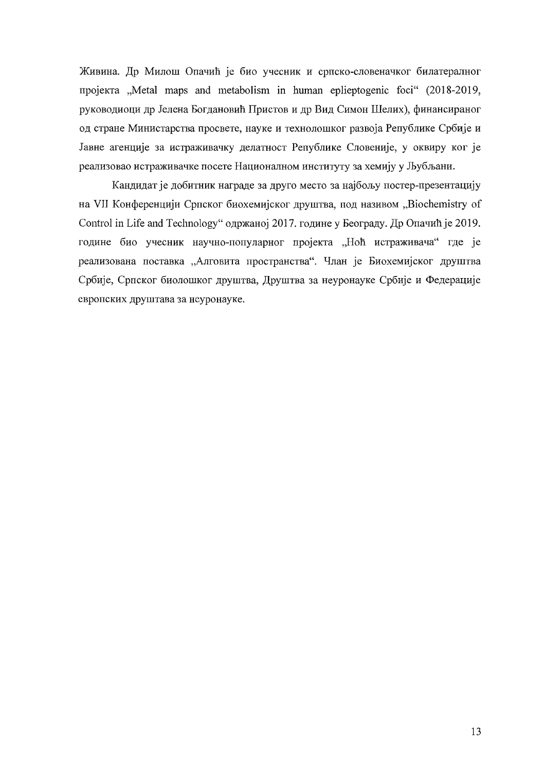Живина. Др Милош Опачић је био учесник и српско-словеначког билатералног пројекта „Metal maps and metabolism in human eplieptogenic foci" (2018-2019, руководиоци др Јелена Богдановић Пристов и др Вид Симон Шелих), финансираног од стране Министарства просвете, науке и технолошког развоја Републике Србије и Јавне агенције за истраживачку делатност Републике Словеније, у оквиру ког је реализовао истраживачке посете Националном институту за хемију у Љубљани.

Кандидат је добитник награде за друго место за најбољу постер-презентацију на VII Конференцији Српског биохемијског друштва, под називом „Biochemistry of Control in Life and Technology" одржаној 2017. године у Београду. Др Опачић је 2019. године био учесник научно-популарног пројекта „Ноћ истраживача" где је реализована поставка „Алговита пространства". Члан је Биохемијског друштва Србије, Српског биолошког друштва, Друштва за неуронауке Србије и Федерације европских друштава за неуронауке.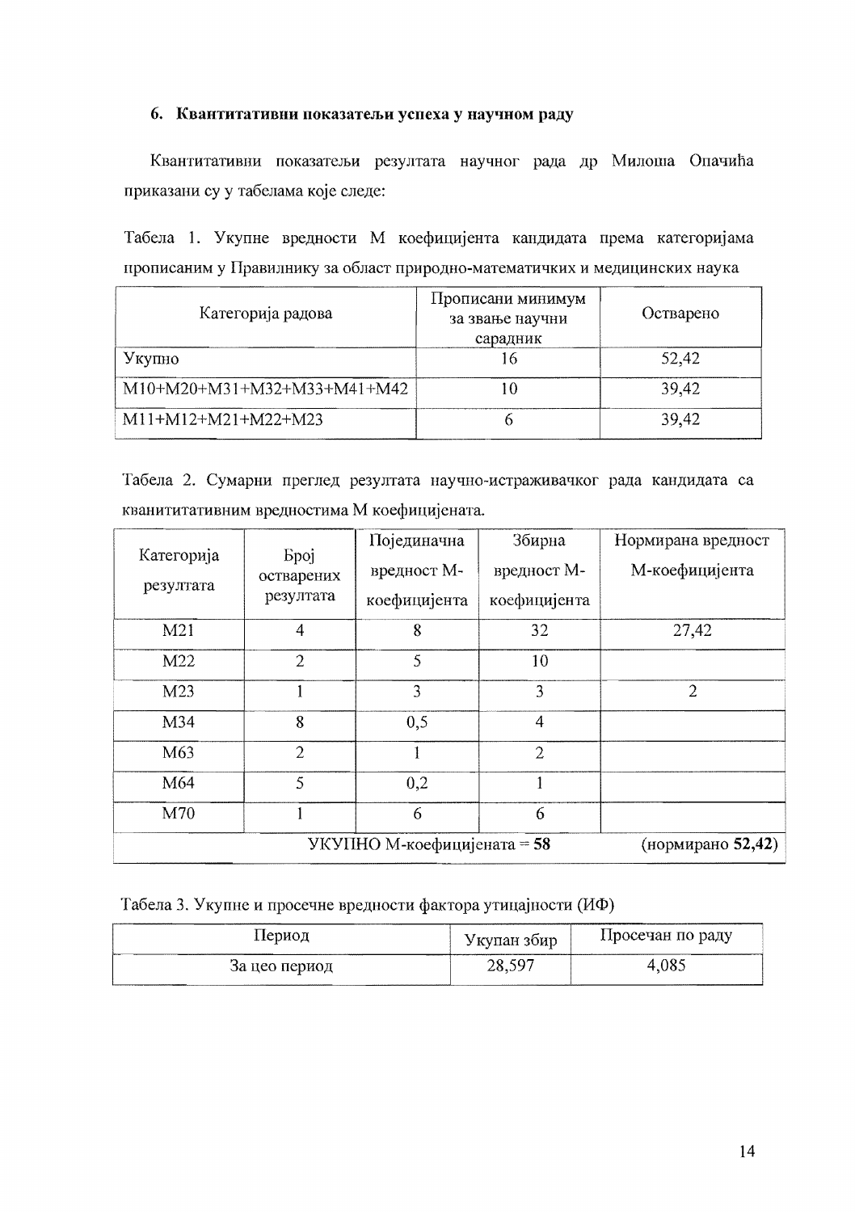## 6. Квантитативни показатељи успеха у научном раду

Квантитативни показатељи резултата научног рада др Милоша Опачића приказани су у табелама које следе:

Табела 1. Укупне вредности М коефицијента кандидата према категоријама прописаним у Правилнику за област природно-математичких и медицинских наука

| Категорија радова | Прописани минимум за звање научни сарадник | Остварено |
|---|---|---|
| Укупно | 16 | 52,42 |
| M10+M20+M31+M32+M33+M41+M42 | 10 | 39,42 |
| M11+M12+M21+M22+M23 | 6 | 39,42 |

Табела 2. Сумарни преглед резултата научно-истраживачког рада кандидата са кванититативним вредностима М коефицијената.

| Категорија резултата | Број остварених резултата | Појединачна вредност М-коефицијента | Збирна вредност М-коефицијента | Нормирана вредност М-коефицијента |
|---|---|---|---|---|
| M21 | 4 | 8 | 32 | 27,42 |
| M22 | 2 | 5 | 10 | |
| M23 | 1 | 3 | 3 | 2 |
| M34 | 8 | 0,5 | 4 | |
| M63 | 2 | 1 | 2 | |
| M64 | 5 | 0,2 | 1 | |
| M70 | 1 | 6 | 6 | |
| УКУПНО М-коефицијената = **58** | | | | (нормирано **52,42**) |

Табела 3. Укупне и просечне вредности фактора утицајности (ИФ)

| Период | Укупан збир | Просечан по раду |
|---|---|---|
| За цео период | 28,597 | 4,085 |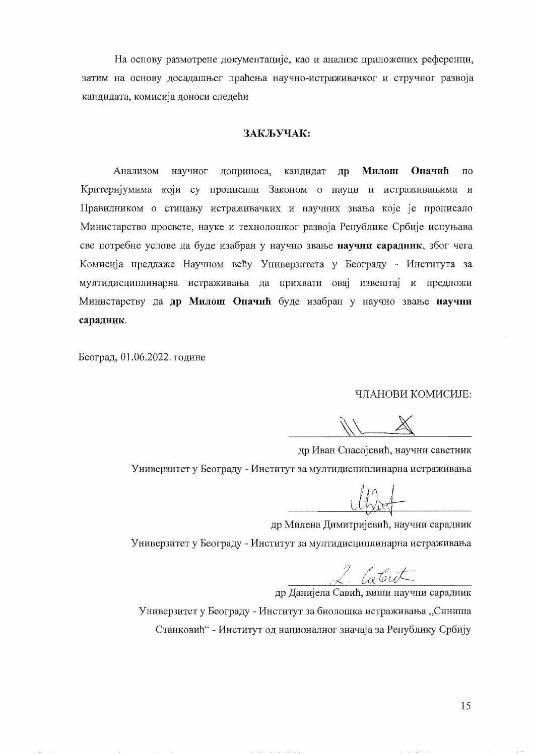На основу размотрене документације, као и анализе приложених референци, затим на основу досадашњег праћења научно-истраживачког и стручног развоја кандидата, комисија доноси следећи

**ЗАКЉУЧАК:**

Анализом научног доприноса, кандидат **др Милош Опачић** по Критеријумима који су прописани Законом о науци и истраживањима и Правилником о стицању истраживачких и научних звања које је прописало Министарство просвете, науке и технолошког развоја Републике Србије испуњава све потребне услове да буде изабран у научно звање **научни сарадник**, због чега Комисија предлаже Научном већу Универзитета у Београду - Института за мултидисциплинарна истраживања да прихвати овај извештај и предложи Министарству да **др Милош Опачић** буде изабран у научно звање **научни сарадник**.

Београд, 01.06.2022. године

ЧЛАНОВИ КОМИСИЈЕ:

др Иван Спасојевић, научни саветник
Универзитет у Београду - Институт за мултидисциплинарна истраживања

др Милена Димитријевић, научни сарадник
Универзитет у Београду - Институт за мултидисциплинарна истраживања

др Данијела Савић, виши научни сарадник
Универзитет у Београду - Институт за биолошка истраживања „Синиша Станковић" - Институт од националног значаја за Републику Србију